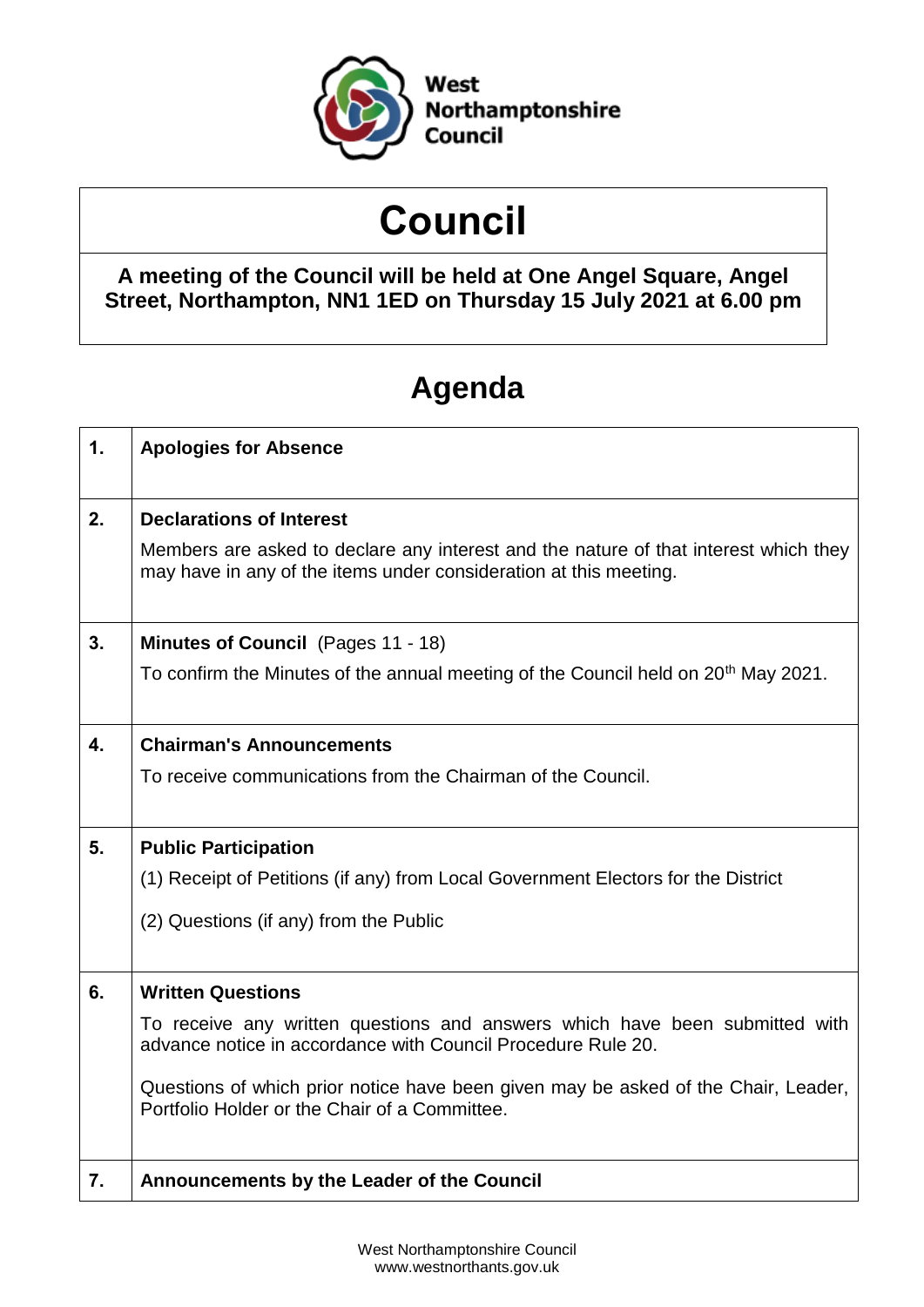West Northamptonshire Council

# Council

**A meeting of the Council will be held at One Angel Square, Angel Street, Northampton, NN1 1ED on Thursday 15 July 2021 at 6.00 pm**

## Agenda

| | |
|---|---|
| **1.** | **Apologies for Absence** |
| **2.** | **Declarations of Interest**<br><br>Members are asked to declare any interest and the nature of that interest which they may have in any of the items under consideration at this meeting. |
| **3.** | **Minutes of Council** (Pages 11 - 18)<br><br>To confirm the Minutes of the annual meeting of the Council held on 20th May 2021. |
| **4.** | **Chairman's Announcements**<br><br>To receive communications from the Chairman of the Council. |
| **5.** | **Public Participation**<br><br>(1) Receipt of Petitions (if any) from Local Government Electors for the District<br><br>(2) Questions (if any) from the Public |
| **6.** | **Written Questions**<br><br>To receive any written questions and answers which have been submitted with advance notice in accordance with Council Procedure Rule 20.<br><br>Questions of which prior notice have been given may be asked of the Chair, Leader, Portfolio Holder or the Chair of a Committee. |
| **7.** | **Announcements by the Leader of the Council** |

West Northamptonshire Council
www.westnorthants.gov.uk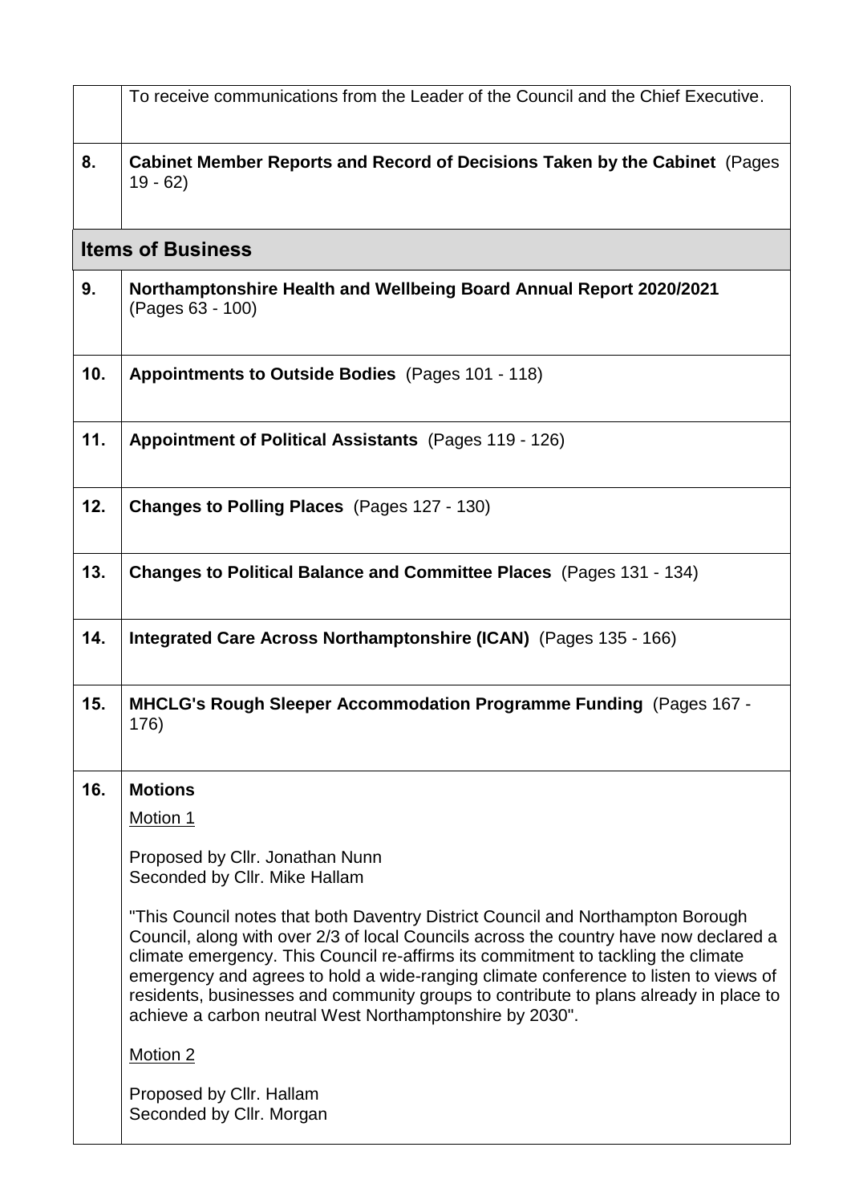| | |
|---|---|
| | To receive communications from the Leader of the Council and the Chief Executive. |
| **8.** | **Cabinet Member Reports and Record of Decisions Taken by the Cabinet** (Pages 19 - 62) |

## Items of Business

| | |
|---|---|
| **9.** | **Northamptonshire Health and Wellbeing Board Annual Report 2020/2021** (Pages 63 - 100) |
| **10.** | **Appointments to Outside Bodies** (Pages 101 - 118) |
| **11.** | **Appointment of Political Assistants** (Pages 119 - 126) |
| **12.** | **Changes to Polling Places** (Pages 127 - 130) |
| **13.** | **Changes to Political Balance and Committee Places** (Pages 131 - 134) |
| **14.** | **Integrated Care Across Northamptonshire (ICAN)** (Pages 135 - 166) |
| **15.** | **MHCLG's Rough Sleeper Accommodation Programme Funding** (Pages 167 - 176) |
| **16.** | **Motions** |

Motion 1

Proposed by Cllr. Jonathan Nunn
Seconded by Cllr. Mike Hallam

"This Council notes that both Daventry District Council and Northampton Borough Council, along with over 2/3 of local Councils across the country have now declared a climate emergency. This Council re-affirms its commitment to tackling the climate emergency and agrees to hold a wide-ranging climate conference to listen to views of residents, businesses and community groups to contribute to plans already in place to achieve a carbon neutral West Northamptonshire by 2030".

Motion 2

Proposed by Cllr. Hallam
Seconded by Cllr. Morgan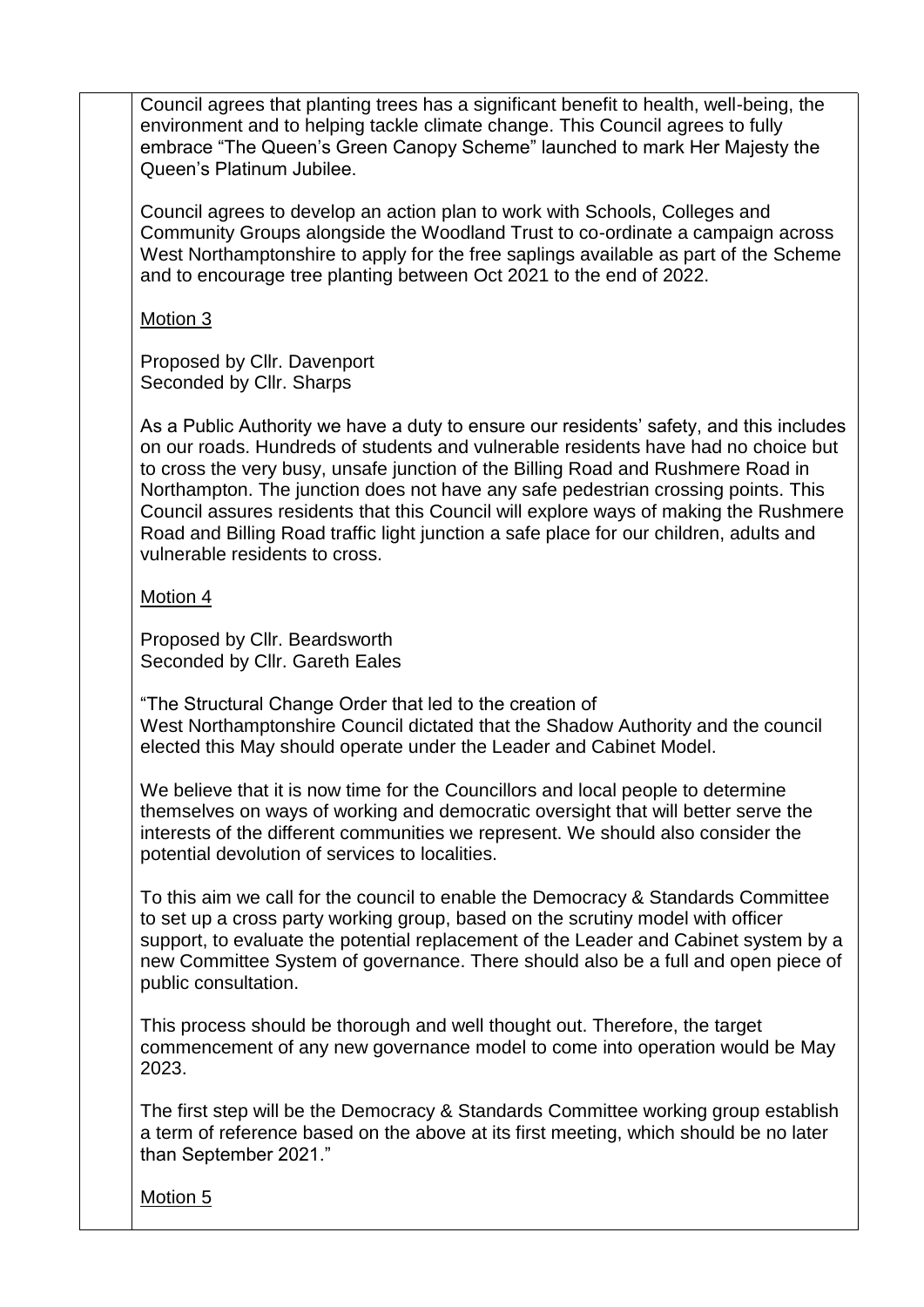Council agrees that planting trees has a significant benefit to health, well-being, the environment and to helping tackle climate change. This Council agrees to fully embrace "The Queen's Green Canopy Scheme" launched to mark Her Majesty the Queen's Platinum Jubilee.

Council agrees to develop an action plan to work with Schools, Colleges and Community Groups alongside the Woodland Trust to co-ordinate a campaign across West Northamptonshire to apply for the free saplings available as part of the Scheme and to encourage tree planting between Oct 2021 to the end of 2022.

<u>Motion 3</u>

Proposed by Cllr. Davenport
Seconded by Cllr. Sharps

As a Public Authority we have a duty to ensure our residents' safety, and this includes on our roads. Hundreds of students and vulnerable residents have had no choice but to cross the very busy, unsafe junction of the Billing Road and Rushmere Road in Northampton. The junction does not have any safe pedestrian crossing points. This Council assures residents that this Council will explore ways of making the Rushmere Road and Billing Road traffic light junction a safe place for our children, adults and vulnerable residents to cross.

<u>Motion 4</u>

Proposed by Cllr. Beardsworth
Seconded by Cllr. Gareth Eales

"The Structural Change Order that led to the creation of West Northamptonshire Council dictated that the Shadow Authority and the council elected this May should operate under the Leader and Cabinet Model.

We believe that it is now time for the Councillors and local people to determine themselves on ways of working and democratic oversight that will better serve the interests of the different communities we represent. We should also consider the potential devolution of services to localities.

To this aim we call for the council to enable the Democracy & Standards Committee to set up a cross party working group, based on the scrutiny model with officer support, to evaluate the potential replacement of the Leader and Cabinet system by a new Committee System of governance. There should also be a full and open piece of public consultation.

This process should be thorough and well thought out. Therefore, the target commencement of any new governance model to come into operation would be May 2023.

The first step will be the Democracy & Standards Committee working group establish a term of reference based on the above at its first meeting, which should be no later than September 2021."

<u>Motion 5</u>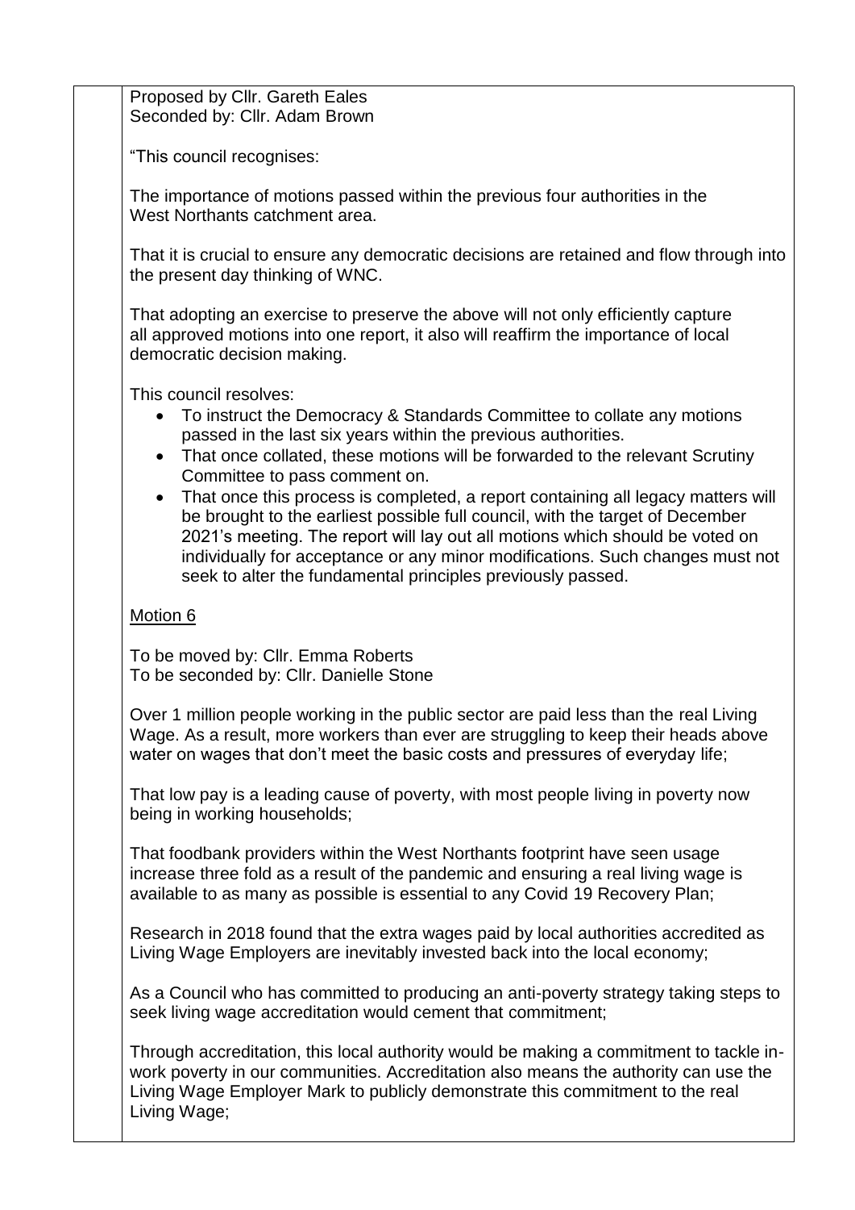Proposed by Cllr. Gareth Eales
Seconded by: Cllr. Adam Brown

"This council recognises:

The importance of motions passed within the previous four authorities in the West Northants catchment area.

That it is crucial to ensure any democratic decisions are retained and flow through into the present day thinking of WNC.

That adopting an exercise to preserve the above will not only efficiently capture all approved motions into one report, it also will reaffirm the importance of local democratic decision making.

This council resolves:

- To instruct the Democracy & Standards Committee to collate any motions passed in the last six years within the previous authorities.
- That once collated, these motions will be forwarded to the relevant Scrutiny Committee to pass comment on.
- That once this process is completed, a report containing all legacy matters will be brought to the earliest possible full council, with the target of December 2021's meeting. The report will lay out all motions which should be voted on individually for acceptance or any minor modifications. Such changes must not seek to alter the fundamental principles previously passed.

<u>Motion 6</u>

To be moved by: Cllr. Emma Roberts
To be seconded by: Cllr. Danielle Stone

Over 1 million people working in the public sector are paid less than the real Living Wage. As a result, more workers than ever are struggling to keep their heads above water on wages that don't meet the basic costs and pressures of everyday life;

That low pay is a leading cause of poverty, with most people living in poverty now being in working households;

That foodbank providers within the West Northants footprint have seen usage increase three fold as a result of the pandemic and ensuring a real living wage is available to as many as possible is essential to any Covid 19 Recovery Plan;

Research in 2018 found that the extra wages paid by local authorities accredited as Living Wage Employers are inevitably invested back into the local economy;

As a Council who has committed to producing an anti-poverty strategy taking steps to seek living wage accreditation would cement that commitment;

Through accreditation, this local authority would be making a commitment to tackle in-work poverty in our communities. Accreditation also means the authority can use the Living Wage Employer Mark to publicly demonstrate this commitment to the real Living Wage;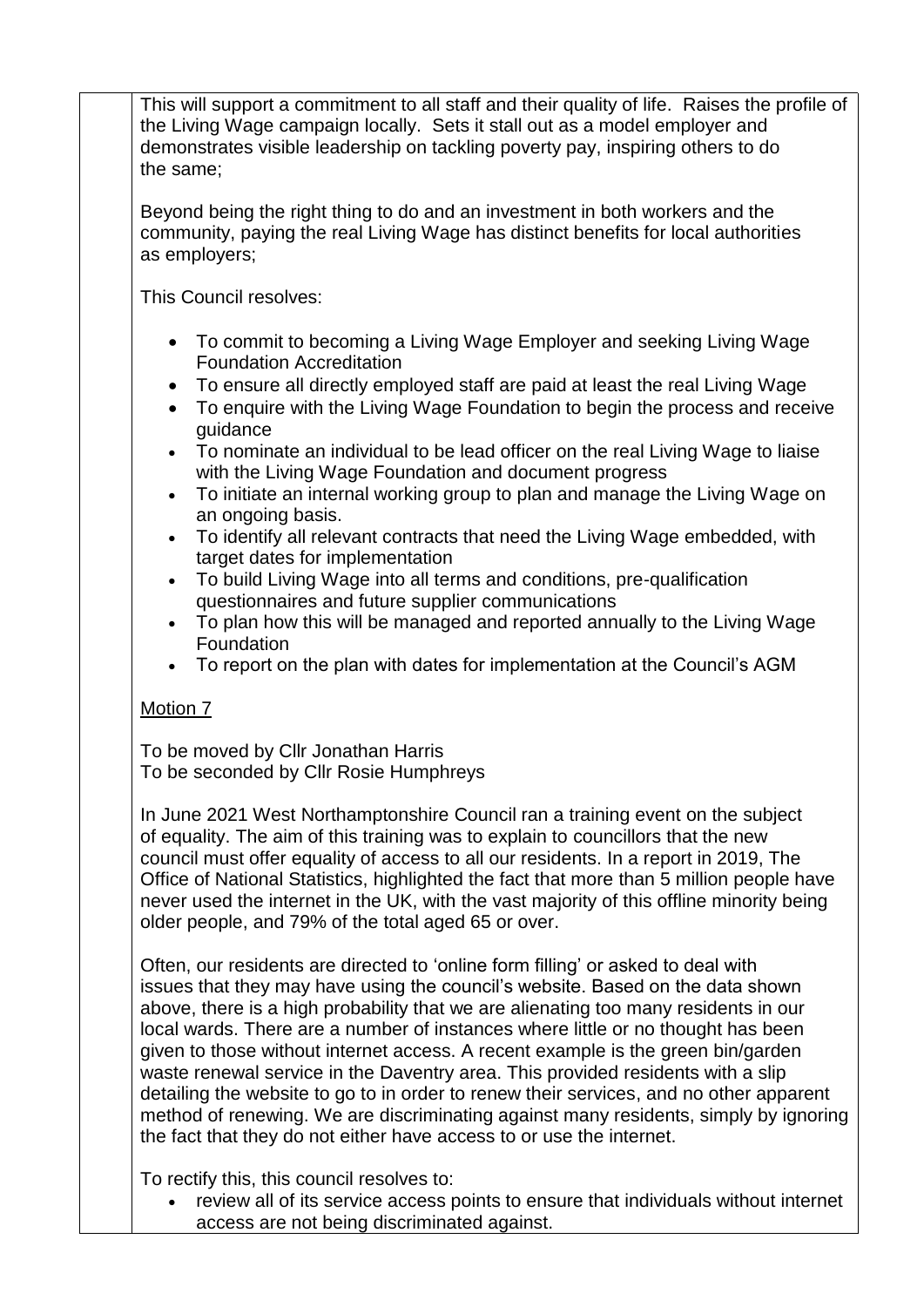This will support a commitment to all staff and their quality of life. Raises the profile of the Living Wage campaign locally. Sets it stall out as a model employer and demonstrates visible leadership on tackling poverty pay, inspiring others to do the same;

Beyond being the right thing to do and an investment in both workers and the community, paying the real Living Wage has distinct benefits for local authorities as employers;

This Council resolves:

- To commit to becoming a Living Wage Employer and seeking Living Wage Foundation Accreditation
- To ensure all directly employed staff are paid at least the real Living Wage
- To enquire with the Living Wage Foundation to begin the process and receive guidance
- To nominate an individual to be lead officer on the real Living Wage to liaise with the Living Wage Foundation and document progress
- To initiate an internal working group to plan and manage the Living Wage on an ongoing basis.
- To identify all relevant contracts that need the Living Wage embedded, with target dates for implementation
- To build Living Wage into all terms and conditions, pre-qualification questionnaires and future supplier communications
- To plan how this will be managed and reported annually to the Living Wage Foundation
- To report on the plan with dates for implementation at the Council's AGM

Motion 7

To be moved by Cllr Jonathan Harris
To be seconded by Cllr Rosie Humphreys

In June 2021 West Northamptonshire Council ran a training event on the subject of equality. The aim of this training was to explain to councillors that the new council must offer equality of access to all our residents. In a report in 2019, The Office of National Statistics, highlighted the fact that more than 5 million people have never used the internet in the UK, with the vast majority of this offline minority being older people, and 79% of the total aged 65 or over.

Often, our residents are directed to 'online form filling' or asked to deal with issues that they may have using the council's website. Based on the data shown above, there is a high probability that we are alienating too many residents in our local wards. There are a number of instances where little or no thought has been given to those without internet access. A recent example is the green bin/garden waste renewal service in the Daventry area. This provided residents with a slip detailing the website to go to in order to renew their services, and no other apparent method of renewing. We are discriminating against many residents, simply by ignoring the fact that they do not either have access to or use the internet.

To rectify this, this council resolves to:

- review all of its service access points to ensure that individuals without internet access are not being discriminated against.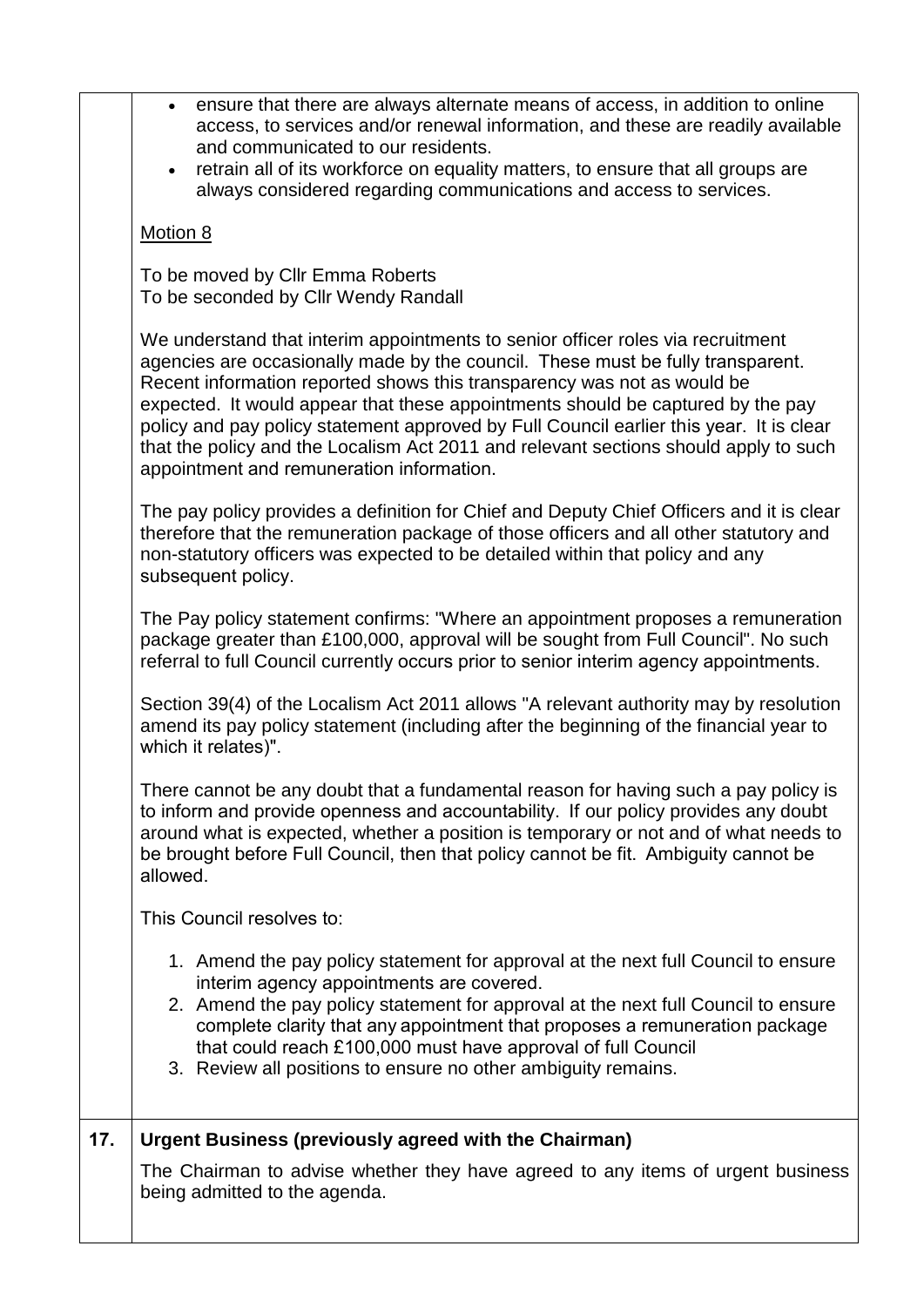- ensure that there are always alternate means of access, in addition to online access, to services and/or renewal information, and these are readily available and communicated to our residents.
- retrain all of its workforce on equality matters, to ensure that all groups are always considered regarding communications and access to services.

Motion 8

To be moved by Cllr Emma Roberts
To be seconded by Cllr Wendy Randall

We understand that interim appointments to senior officer roles via recruitment agencies are occasionally made by the council. These must be fully transparent. Recent information reported shows this transparency was not as would be expected. It would appear that these appointments should be captured by the pay policy and pay policy statement approved by Full Council earlier this year. It is clear that the policy and the Localism Act 2011 and relevant sections should apply to such appointment and remuneration information.

The pay policy provides a definition for Chief and Deputy Chief Officers and it is clear therefore that the remuneration package of those officers and all other statutory and non-statutory officers was expected to be detailed within that policy and any subsequent policy.

The Pay policy statement confirms: "Where an appointment proposes a remuneration package greater than £100,000, approval will be sought from Full Council". No such referral to full Council currently occurs prior to senior interim agency appointments.

Section 39(4) of the Localism Act 2011 allows "A relevant authority may by resolution amend its pay policy statement (including after the beginning of the financial year to which it relates)".

There cannot be any doubt that a fundamental reason for having such a pay policy is to inform and provide openness and accountability. If our policy provides any doubt around what is expected, whether a position is temporary or not and of what needs to be brought before Full Council, then that policy cannot be fit. Ambiguity cannot be allowed.

This Council resolves to:

1. Amend the pay policy statement for approval at the next full Council to ensure interim agency appointments are covered.
2. Amend the pay policy statement for approval at the next full Council to ensure complete clarity that any appointment that proposes a remuneration package that could reach £100,000 must have approval of full Council
3. Review all positions to ensure no other ambiguity remains.

**17. Urgent Business (previously agreed with the Chairman)**

The Chairman to advise whether they have agreed to any items of urgent business being admitted to the agenda.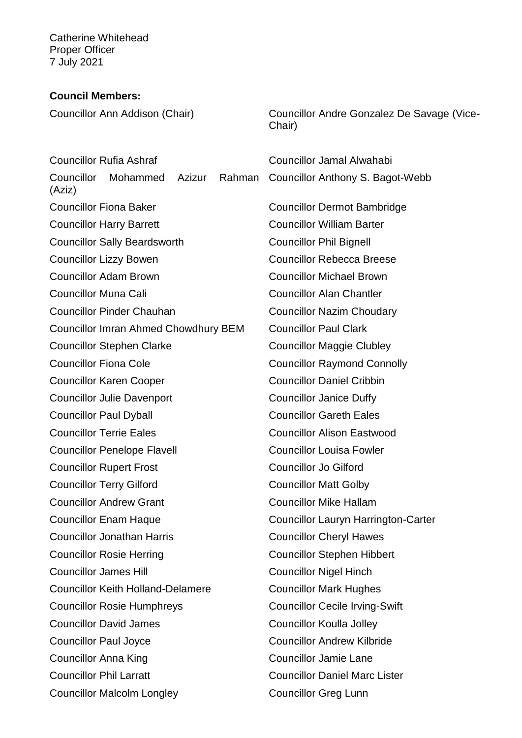Catherine Whitehead
Proper Officer
7 July 2021

**Council Members:**

Councillor Ann Addison (Chair)

Councillor Andre Gonzalez De Savage (Vice-Chair)

Councillor Rufia Ashraf
Councillor Jamal Alwahabi
Councillor Mohammed Azizur Rahman (Aziz)
Councillor Anthony S. Bagot-Webb
Councillor Fiona Baker
Councillor Dermot Bambridge
Councillor Harry Barrett
Councillor William Barter
Councillor Sally Beardsworth
Councillor Phil Bignell
Councillor Lizzy Bowen
Councillor Rebecca Breese
Councillor Adam Brown
Councillor Michael Brown
Councillor Muna Cali
Councillor Alan Chantler
Councillor Pinder Chauhan
Councillor Nazim Choudary
Councillor Imran Ahmed Chowdhury BEM
Councillor Paul Clark
Councillor Stephen Clarke
Councillor Maggie Clubley
Councillor Fiona Cole
Councillor Raymond Connolly
Councillor Karen Cooper
Councillor Daniel Cribbin
Councillor Julie Davenport
Councillor Janice Duffy
Councillor Paul Dyball
Councillor Gareth Eales
Councillor Terrie Eales
Councillor Alison Eastwood
Councillor Penelope Flavell
Councillor Louisa Fowler
Councillor Rupert Frost
Councillor Jo Gilford
Councillor Terry Gilford
Councillor Matt Golby
Councillor Andrew Grant
Councillor Mike Hallam
Councillor Enam Haque
Councillor Lauryn Harrington-Carter
Councillor Jonathan Harris
Councillor Cheryl Hawes
Councillor Rosie Herring
Councillor Stephen Hibbert
Councillor James Hill
Councillor Nigel Hinch
Councillor Keith Holland-Delamere
Councillor Mark Hughes
Councillor Rosie Humphreys
Councillor Cecile Irving-Swift
Councillor David James
Councillor Koulla Jolley
Councillor Paul Joyce
Councillor Andrew Kilbride
Councillor Anna King
Councillor Jamie Lane
Councillor Phil Larratt
Councillor Daniel Marc Lister
Councillor Malcolm Longley
Councillor Greg Lunn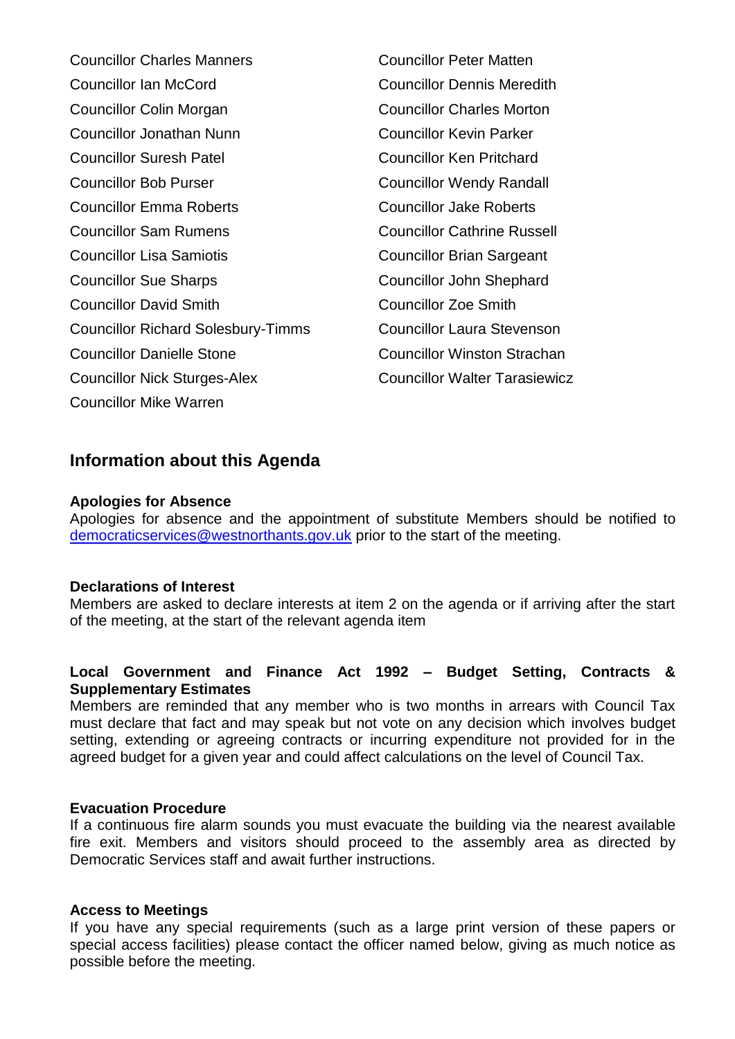Councillor Charles Manners
Councillor Peter Matten
Councillor Ian McCord
Councillor Dennis Meredith
Councillor Colin Morgan
Councillor Charles Morton
Councillor Jonathan Nunn
Councillor Kevin Parker
Councillor Suresh Patel
Councillor Ken Pritchard
Councillor Bob Purser
Councillor Wendy Randall
Councillor Emma Roberts
Councillor Jake Roberts
Councillor Sam Rumens
Councillor Cathrine Russell
Councillor Lisa Samiotis
Councillor Brian Sargeant
Councillor Sue Sharps
Councillor John Shephard
Councillor David Smith
Councillor Zoe Smith
Councillor Richard Solesbury-Timms
Councillor Laura Stevenson
Councillor Danielle Stone
Councillor Winston Strachan
Councillor Nick Sturges-Alex
Councillor Walter Tarasiewicz
Councillor Mike Warren

## Information about this Agenda

**Apologies for Absence**
Apologies for absence and the appointment of substitute Members should be notified to democraticservices@westnorthants.gov.uk prior to the start of the meeting.

**Declarations of Interest**
Members are asked to declare interests at item 2 on the agenda or if arriving after the start of the meeting, at the start of the relevant agenda item

**Local Government and Finance Act 1992 – Budget Setting, Contracts & Supplementary Estimates**
Members are reminded that any member who is two months in arrears with Council Tax must declare that fact and may speak but not vote on any decision which involves budget setting, extending or agreeing contracts or incurring expenditure not provided for in the agreed budget for a given year and could affect calculations on the level of Council Tax.

**Evacuation Procedure**
If a continuous fire alarm sounds you must evacuate the building via the nearest available fire exit. Members and visitors should proceed to the assembly area as directed by Democratic Services staff and await further instructions.

**Access to Meetings**
If you have any special requirements (such as a large print version of these papers or special access facilities) please contact the officer named below, giving as much notice as possible before the meeting.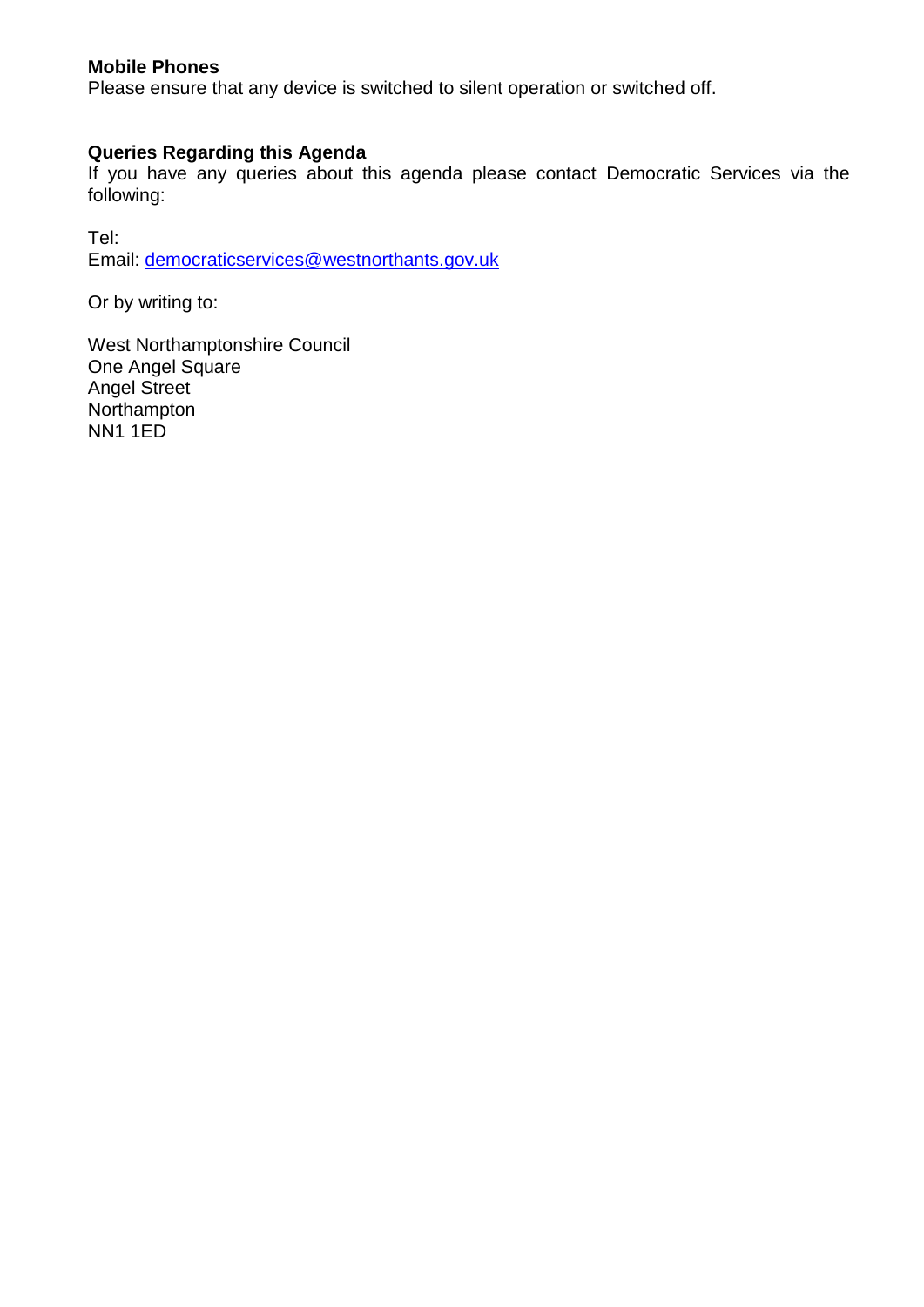**Mobile Phones**
Please ensure that any device is switched to silent operation or switched off.

**Queries Regarding this Agenda**
If you have any queries about this agenda please contact Democratic Services via the following:

Tel:
Email: democraticservices@westnorthants.gov.uk

Or by writing to:

West Northamptonshire Council
One Angel Square
Angel Street
Northampton
NN1 1ED